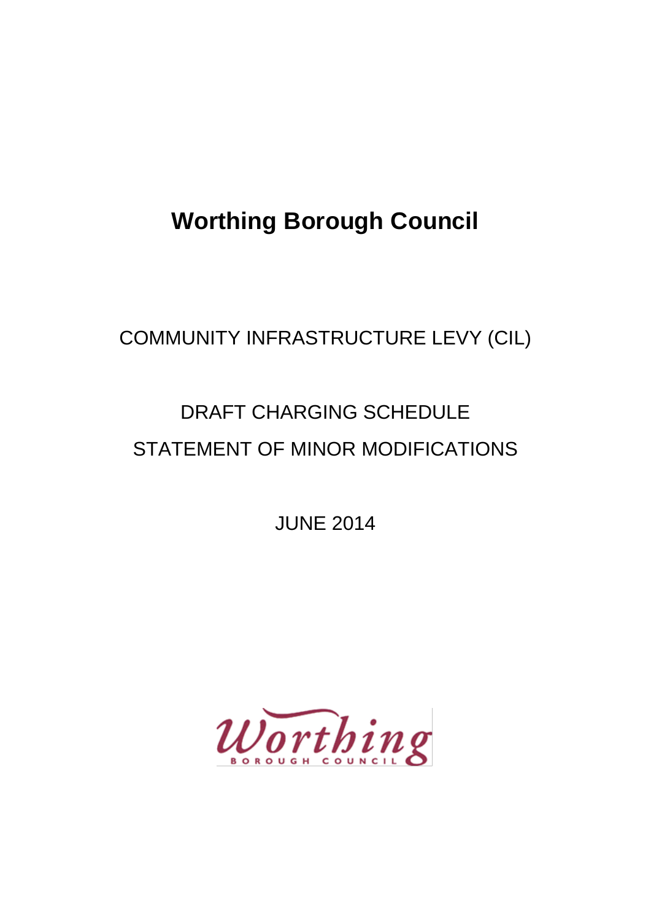# Worthing Borough Council

COMMUNITY INFRASTRUCTURE LEVY (CIL)

DRAFT CHARGING SCHEDULE

STATEMENT OF MINOR MODIFICATIONS

JUNE 2014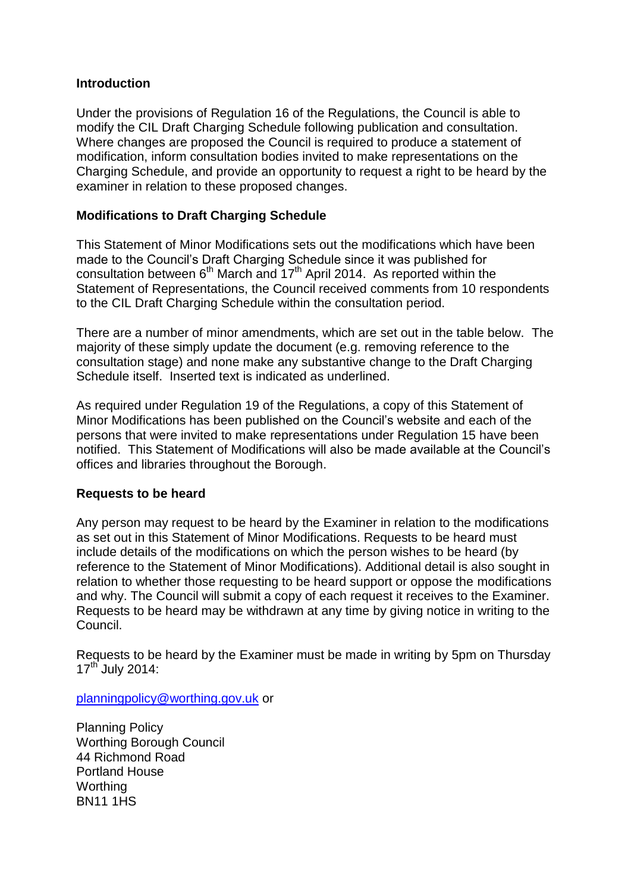## Introduction

Under the provisions of Regulation 16 of the Regulations, the Council is able to modify the CIL Draft Charging Schedule following publication and consultation. Where changes are proposed the Council is required to produce a statement of modification, inform consultation bodies invited to make representations on the Charging Schedule, and provide an opportunity to request a right to be heard by the examiner in relation to these proposed changes.

## Modifications to Draft Charging Schedule

This Statement of Minor Modifications sets out the modifications which have been made to the Council's Draft Charging Schedule since it was published for consultation between 6th March and 17th April 2014. As reported within the Statement of Representations, the Council received comments from 10 respondents to the CIL Draft Charging Schedule within the consultation period.

There are a number of minor amendments, which are set out in the table below. The majority of these simply update the document (e.g. removing reference to the consultation stage) and none make any substantive change to the Draft Charging Schedule itself. Inserted text is indicated as underlined.

As required under Regulation 19 of the Regulations, a copy of this Statement of Minor Modifications has been published on the Council's website and each of the persons that were invited to make representations under Regulation 15 have been notified. This Statement of Modifications will also be made available at the Council's offices and libraries throughout the Borough.

## Requests to be heard

Any person may request to be heard by the Examiner in relation to the modifications as set out in this Statement of Minor Modifications. Requests to be heard must include details of the modifications on which the person wishes to be heard (by reference to the Statement of Minor Modifications). Additional detail is also sought in relation to whether those requesting to be heard support or oppose the modifications and why. The Council will submit a copy of each request it receives to the Examiner. Requests to be heard may be withdrawn at any time by giving notice in writing to the Council.

Requests to be heard by the Examiner must be made in writing by 5pm on Thursday 17th July 2014:

planningpolicy@worthing.gov.uk or

Planning Policy
Worthing Borough Council
44 Richmond Road
Portland House
Worthing
BN11 1HS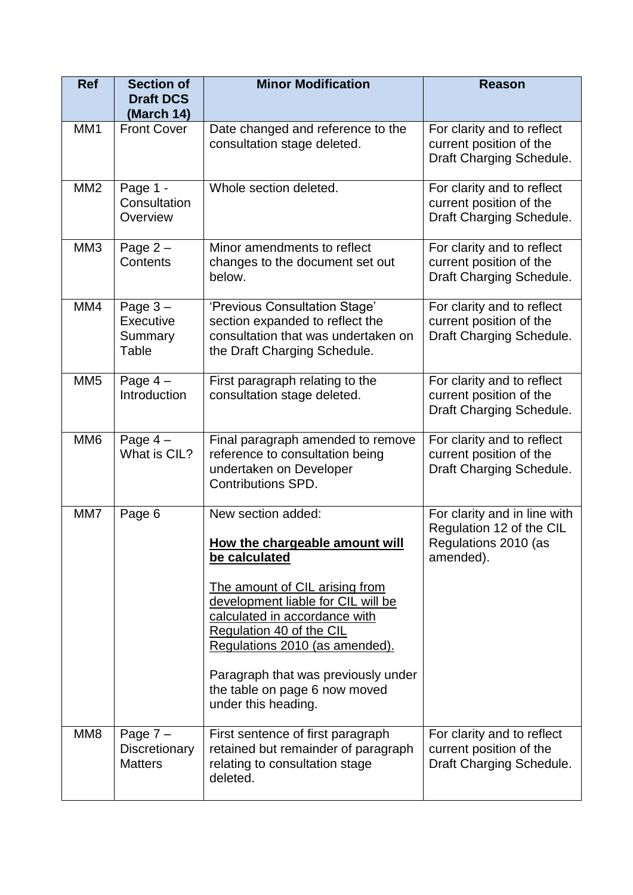| Ref | Section of Draft DCS (March 14) | Minor Modification | Reason |
| --- | --- | --- | --- |
| MM1 | Front Cover | Date changed and reference to the consultation stage deleted. | For clarity and to reflect current position of the Draft Charging Schedule. |
| MM2 | Page 1 - Consultation Overview | Whole section deleted. | For clarity and to reflect current position of the Draft Charging Schedule. |
| MM3 | Page 2 – Contents | Minor amendments to reflect changes to the document set out below. | For clarity and to reflect current position of the Draft Charging Schedule. |
| MM4 | Page 3 – Executive Summary Table | 'Previous Consultation Stage' section expanded to reflect the consultation that was undertaken on the Draft Charging Schedule. | For clarity and to reflect current position of the Draft Charging Schedule. |
| MM5 | Page 4 – Introduction | First paragraph relating to the consultation stage deleted. | For clarity and to reflect current position of the Draft Charging Schedule. |
| MM6 | Page 4 – What is CIL? | Final paragraph amended to remove reference to consultation being undertaken on Developer Contributions SPD. | For clarity and to reflect current position of the Draft Charging Schedule. |
| MM7 | Page 6 | New section added:<br><br>**<u>How the chargeable amount will be calculated</u>**<br><br><u>The amount of CIL arising from development liable for CIL will be calculated in accordance with Regulation 40 of the CIL Regulations 2010 (as amended).</u><br><br>Paragraph that was previously under the table on page 6 now moved under this heading. | For clarity and in line with Regulation 12 of the CIL Regulations 2010 (as amended). |
| MM8 | Page 7 – Discretionary Matters | First sentence of first paragraph retained but remainder of paragraph relating to consultation stage deleted. | For clarity and to reflect current position of the Draft Charging Schedule. |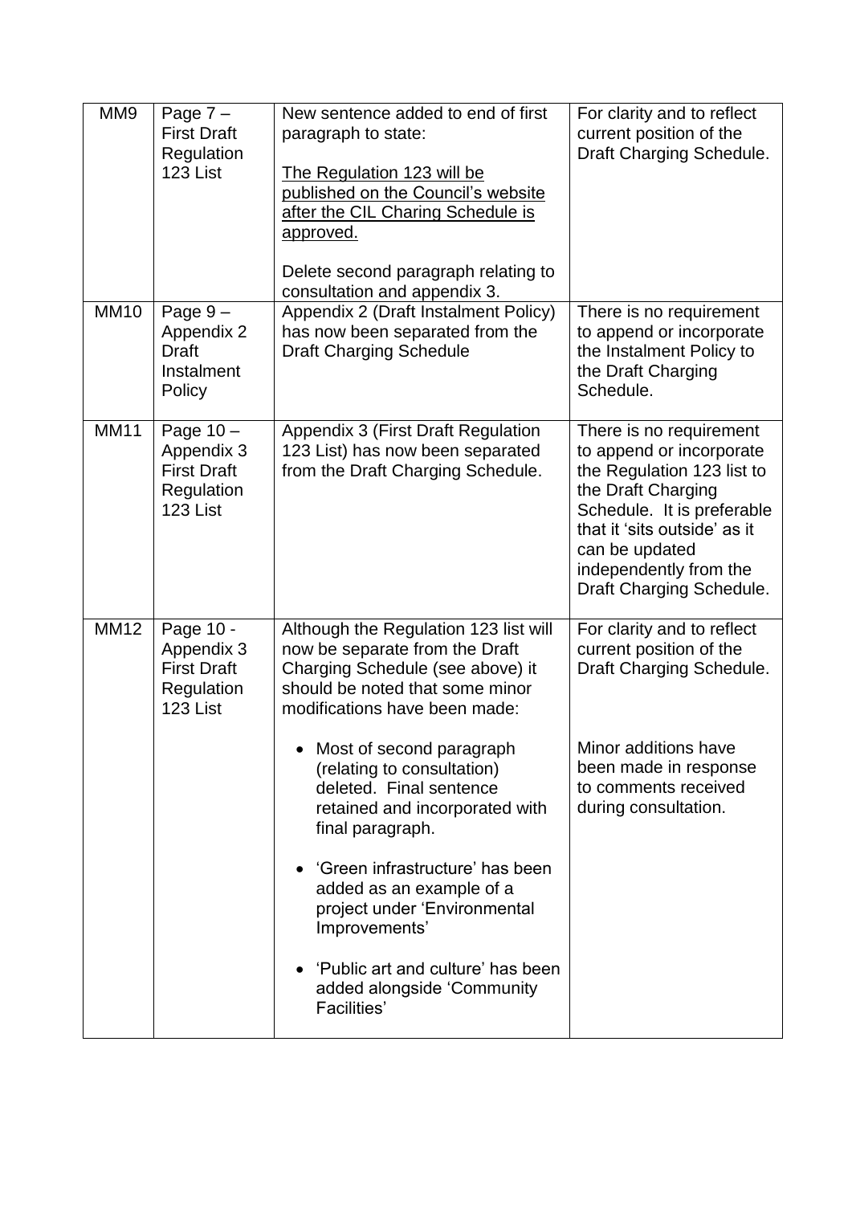| | | | |
|---|---|---|---|
| MM9 | Page 7 – First Draft Regulation 123 List | New sentence added to end of first paragraph to state:<br><br><u>The Regulation 123 will be published on the Council's website after the CIL Charing Schedule is approved.</u><br><br>Delete second paragraph relating to consultation and appendix 3. | For clarity and to reflect current position of the Draft Charging Schedule. |
| MM10 | Page 9 – Appendix 2 Draft Instalment Policy | Appendix 2 (Draft Instalment Policy) has now been separated from the Draft Charging Schedule | There is no requirement to append or incorporate the Instalment Policy to the Draft Charging Schedule. |
| MM11 | Page 10 – Appendix 3 First Draft Regulation 123 List | Appendix 3 (First Draft Regulation 123 List) has now been separated from the Draft Charging Schedule. | There is no requirement to append or incorporate the Regulation 123 list to the Draft Charging Schedule. It is preferable that it 'sits outside' as it can be updated independently from the Draft Charging Schedule. |
| MM12 | Page 10 - Appendix 3 First Draft Regulation 123 List | Although the Regulation 123 list will now be separate from the Draft Charging Schedule (see above) it should be noted that some minor modifications have been made:<br><br>• Most of second paragraph (relating to consultation) deleted. Final sentence retained and incorporated with final paragraph.<br><br>• 'Green infrastructure' has been added as an example of a project under 'Environmental Improvements'<br><br>• 'Public art and culture' has been added alongside 'Community Facilities' | For clarity and to reflect current position of the Draft Charging Schedule.<br><br>Minor additions have been made in response to comments received during consultation. |